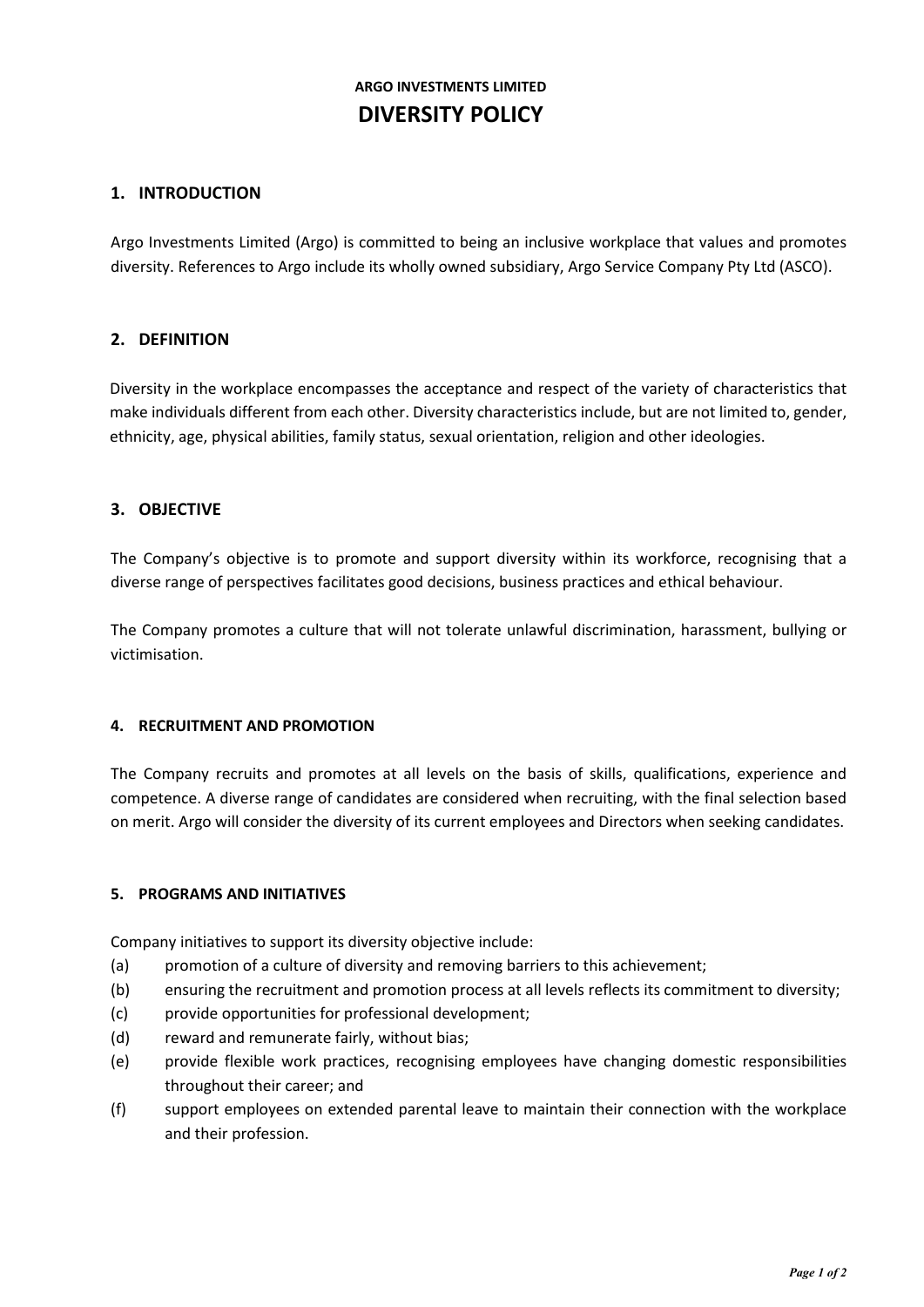**ARGO INVESTMENTS LIMITED**

# DIVERSITY POLICY

## 1. INTRODUCTION

Argo Investments Limited (Argo) is committed to being an inclusive workplace that values and promotes diversity. References to Argo include its wholly owned subsidiary, Argo Service Company Pty Ltd (ASCO).

## 2. DEFINITION

Diversity in the workplace encompasses the acceptance and respect of the variety of characteristics that make individuals different from each other. Diversity characteristics include, but are not limited to, gender, ethnicity, age, physical abilities, family status, sexual orientation, religion and other ideologies.

## 3. OBJECTIVE

The Company's objective is to promote and support diversity within its workforce, recognising that a diverse range of perspectives facilitates good decisions, business practices and ethical behaviour.

The Company promotes a culture that will not tolerate unlawful discrimination, harassment, bullying or victimisation.

### 4. RECRUITMENT AND PROMOTION

The Company recruits and promotes at all levels on the basis of skills, qualifications, experience and competence. A diverse range of candidates are considered when recruiting, with the final selection based on merit. Argo will consider the diversity of its current employees and Directors when seeking candidates.

### 5. PROGRAMS AND INITIATIVES

Company initiatives to support its diversity objective include:

(a) promotion of a culture of diversity and removing barriers to this achievement;

(b) ensuring the recruitment and promotion process at all levels reflects its commitment to diversity;

(c) provide opportunities for professional development;

(d) reward and remunerate fairly, without bias;

(e) provide flexible work practices, recognising employees have changing domestic responsibilities throughout their career; and

(f) support employees on extended parental leave to maintain their connection with the workplace and their profession.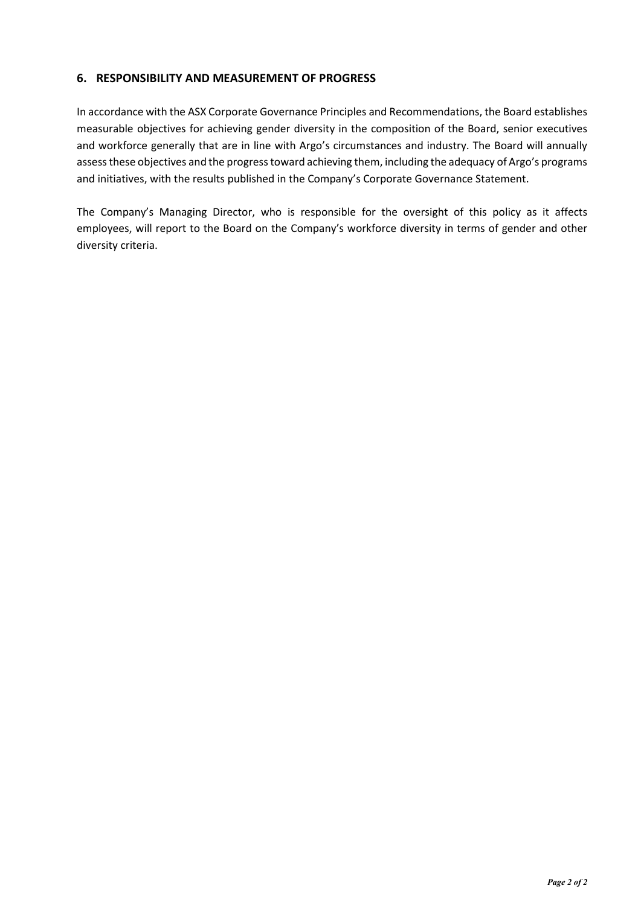## 6. RESPONSIBILITY AND MEASUREMENT OF PROGRESS

In accordance with the ASX Corporate Governance Principles and Recommendations, the Board establishes measurable objectives for achieving gender diversity in the composition of the Board, senior executives and workforce generally that are in line with Argo's circumstances and industry. The Board will annually assess these objectives and the progress toward achieving them, including the adequacy of Argo's programs and initiatives, with the results published in the Company's Corporate Governance Statement.

The Company's Managing Director, who is responsible for the oversight of this policy as it affects employees, will report to the Board on the Company's workforce diversity in terms of gender and other diversity criteria.